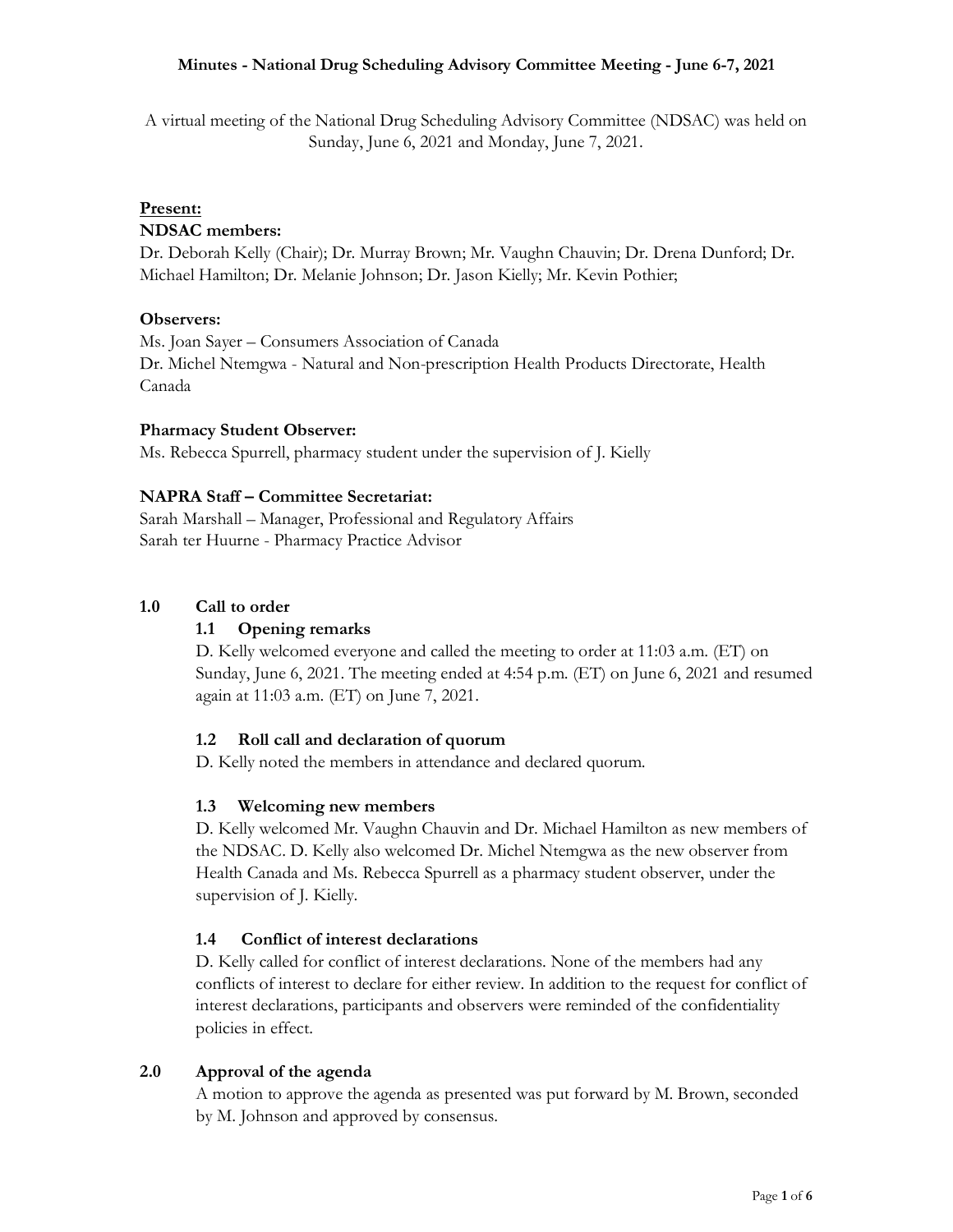# Minutes - National Drug Scheduling Advisory Committee Meeting - June 6-7, 2021

A virtual meeting of the National Drug Scheduling Advisory Committee (NDSAC) was held on Sunday, June 6, 2021 and Monday, June 7, 2021.

**Present:**

**NDSAC members:**

Dr. Deborah Kelly (Chair); Dr. Murray Brown; Mr. Vaughn Chauvin; Dr. Drena Dunford; Dr. Michael Hamilton; Dr. Melanie Johnson; Dr. Jason Kielly; Mr. Kevin Pothier;

**Observers:**

Ms. Joan Sayer – Consumers Association of Canada
Dr. Michel Ntemgwa - Natural and Non-prescription Health Products Directorate, Health Canada

**Pharmacy Student Observer:**

Ms. Rebecca Spurrell, pharmacy student under the supervision of J. Kielly

**NAPRA Staff – Committee Secretariat:**

Sarah Marshall – Manager, Professional and Regulatory Affairs
Sarah ter Huurne - Pharmacy Practice Advisor

## 1.0 Call to order

### 1.1 Opening remarks

D. Kelly welcomed everyone and called the meeting to order at 11:03 a.m. (ET) on Sunday, June 6, 2021. The meeting ended at 4:54 p.m. (ET) on June 6, 2021 and resumed again at 11:03 a.m. (ET) on June 7, 2021.

### 1.2 Roll call and declaration of quorum

D. Kelly noted the members in attendance and declared quorum.

### 1.3 Welcoming new members

D. Kelly welcomed Mr. Vaughn Chauvin and Dr. Michael Hamilton as new members of the NDSAC. D. Kelly also welcomed Dr. Michel Ntemgwa as the new observer from Health Canada and Ms. Rebecca Spurrell as a pharmacy student observer, under the supervision of J. Kielly.

### 1.4 Conflict of interest declarations

D. Kelly called for conflict of interest declarations. None of the members had any conflicts of interest to declare for either review. In addition to the request for conflict of interest declarations, participants and observers were reminded of the confidentiality policies in effect.

## 2.0 Approval of the agenda

A motion to approve the agenda as presented was put forward by M. Brown, seconded by M. Johnson and approved by consensus.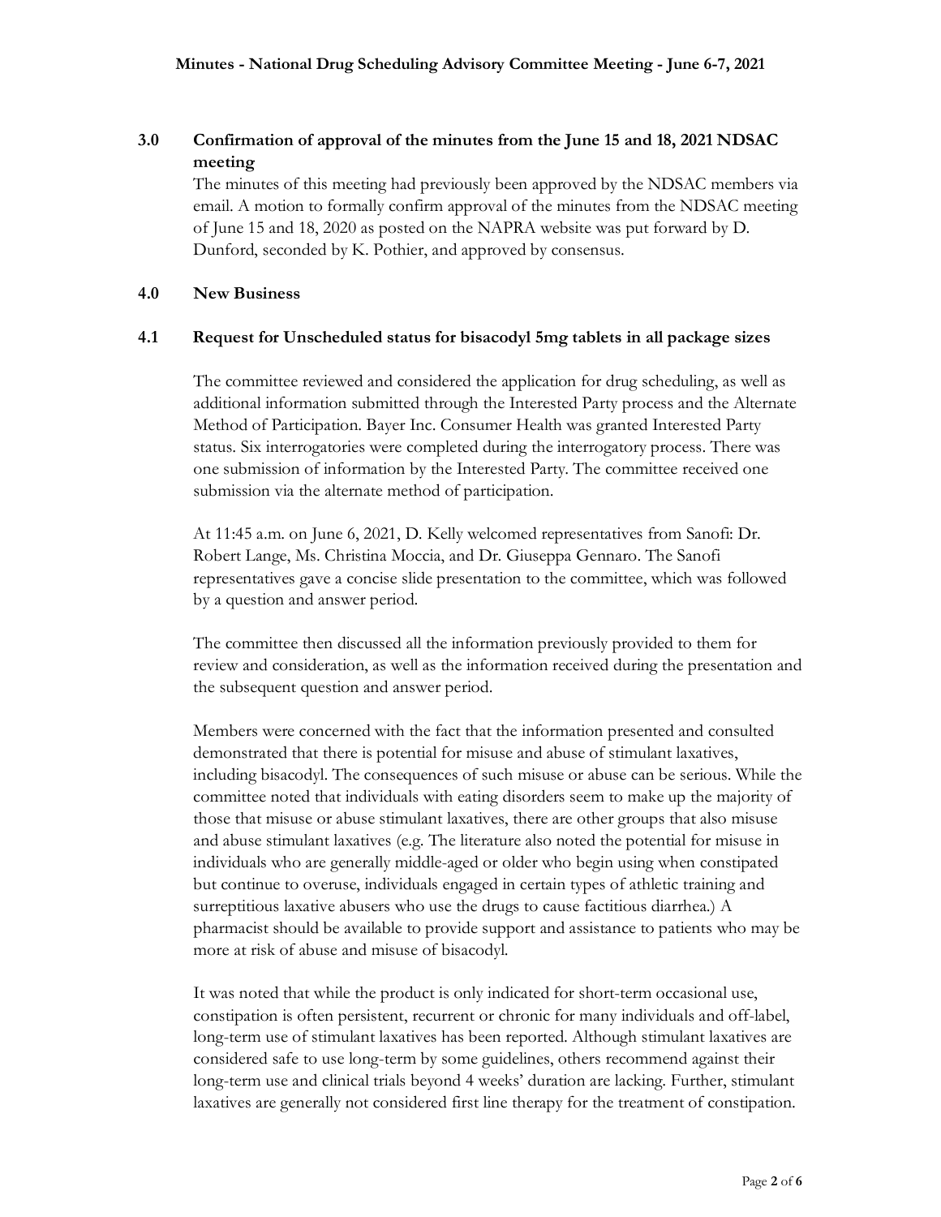## 3.0 Confirmation of approval of the minutes from the June 15 and 18, 2021 NDSAC meeting

The minutes of this meeting had previously been approved by the NDSAC members via email. A motion to formally confirm approval of the minutes from the NDSAC meeting of June 15 and 18, 2020 as posted on the NAPRA website was put forward by D. Dunford, seconded by K. Pothier, and approved by consensus.

## 4.0 New Business

### 4.1 Request for Unscheduled status for bisacodyl 5mg tablets in all package sizes

The committee reviewed and considered the application for drug scheduling, as well as additional information submitted through the Interested Party process and the Alternate Method of Participation. Bayer Inc. Consumer Health was granted Interested Party status. Six interrogatories were completed during the interrogatory process. There was one submission of information by the Interested Party. The committee received one submission via the alternate method of participation.

At 11:45 a.m. on June 6, 2021, D. Kelly welcomed representatives from Sanofi: Dr. Robert Lange, Ms. Christina Moccia, and Dr. Giuseppa Gennaro. The Sanofi representatives gave a concise slide presentation to the committee, which was followed by a question and answer period.

The committee then discussed all the information previously provided to them for review and consideration, as well as the information received during the presentation and the subsequent question and answer period.

Members were concerned with the fact that the information presented and consulted demonstrated that there is potential for misuse and abuse of stimulant laxatives, including bisacodyl. The consequences of such misuse or abuse can be serious. While the committee noted that individuals with eating disorders seem to make up the majority of those that misuse or abuse stimulant laxatives, there are other groups that also misuse and abuse stimulant laxatives (e.g. The literature also noted the potential for misuse in individuals who are generally middle-aged or older who begin using when constipated but continue to overuse, individuals engaged in certain types of athletic training and surreptitious laxative abusers who use the drugs to cause factitious diarrhea.) A pharmacist should be available to provide support and assistance to patients who may be more at risk of abuse and misuse of bisacodyl.

It was noted that while the product is only indicated for short-term occasional use, constipation is often persistent, recurrent or chronic for many individuals and off-label, long-term use of stimulant laxatives has been reported. Although stimulant laxatives are considered safe to use long-term by some guidelines, others recommend against their long-term use and clinical trials beyond 4 weeks' duration are lacking. Further, stimulant laxatives are generally not considered first line therapy for the treatment of constipation.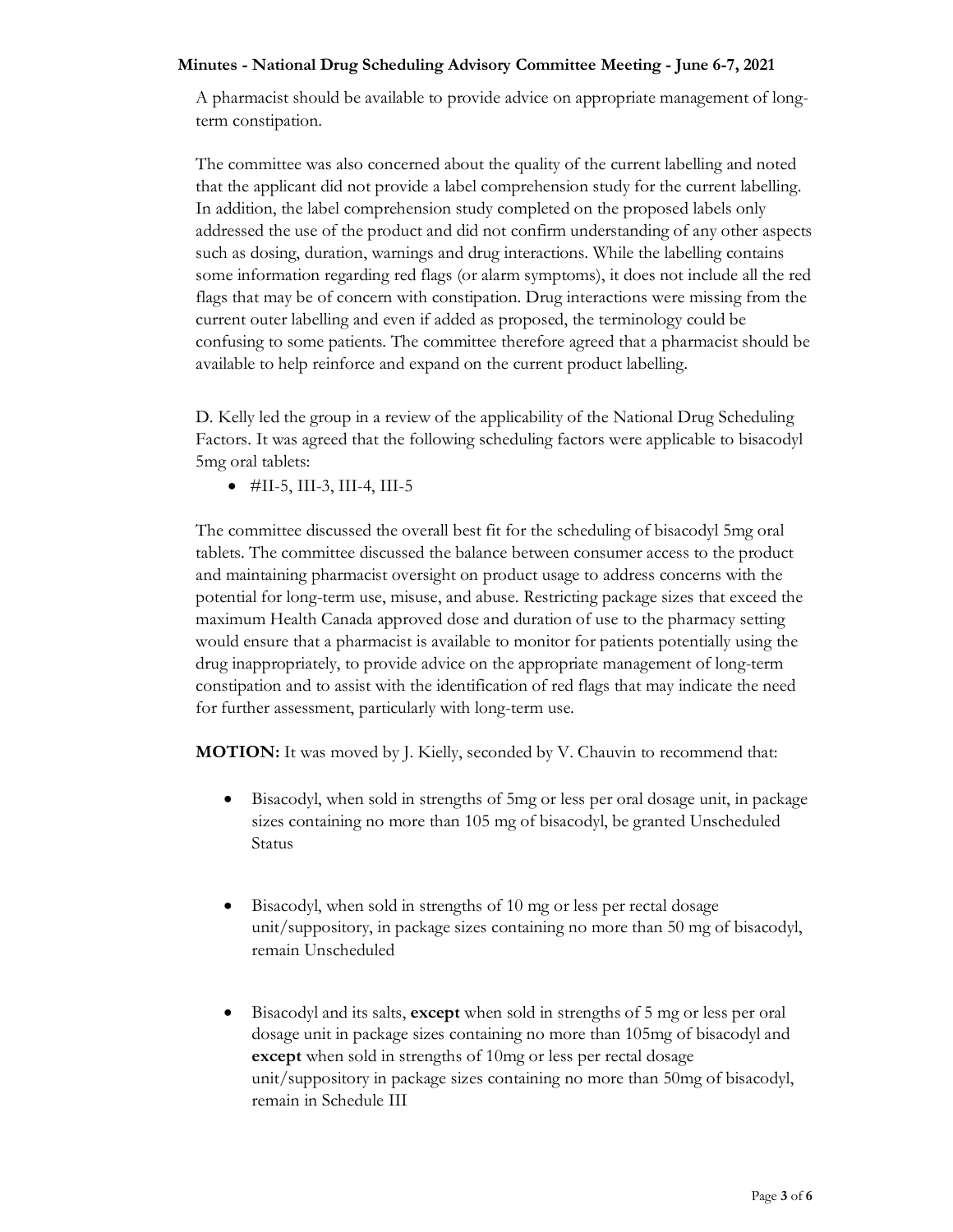A pharmacist should be available to provide advice on appropriate management of long-term constipation.

The committee was also concerned about the quality of the current labelling and noted that the applicant did not provide a label comprehension study for the current labelling. In addition, the label comprehension study completed on the proposed labels only addressed the use of the product and did not confirm understanding of any other aspects such as dosing, duration, warnings and drug interactions. While the labelling contains some information regarding red flags (or alarm symptoms), it does not include all the red flags that may be of concern with constipation. Drug interactions were missing from the current outer labelling and even if added as proposed, the terminology could be confusing to some patients. The committee therefore agreed that a pharmacist should be available to help reinforce and expand on the current product labelling.

D. Kelly led the group in a review of the applicability of the National Drug Scheduling Factors. It was agreed that the following scheduling factors were applicable to bisacodyl 5mg oral tablets:

- #II-5, III-3, III-4, III-5

The committee discussed the overall best fit for the scheduling of bisacodyl 5mg oral tablets. The committee discussed the balance between consumer access to the product and maintaining pharmacist oversight on product usage to address concerns with the potential for long-term use, misuse, and abuse. Restricting package sizes that exceed the maximum Health Canada approved dose and duration of use to the pharmacy setting would ensure that a pharmacist is available to monitor for patients potentially using the drug inappropriately, to provide advice on the appropriate management of long-term constipation and to assist with the identification of red flags that may indicate the need for further assessment, particularly with long-term use.

**MOTION:** It was moved by J. Kielly, seconded by V. Chauvin to recommend that:

- Bisacodyl, when sold in strengths of 5mg or less per oral dosage unit, in package sizes containing no more than 105 mg of bisacodyl, be granted Unscheduled Status

- Bisacodyl, when sold in strengths of 10 mg or less per rectal dosage unit/suppository, in package sizes containing no more than 50 mg of bisacodyl, remain Unscheduled

- Bisacodyl and its salts, **except** when sold in strengths of 5 mg or less per oral dosage unit in package sizes containing no more than 105mg of bisacodyl and **except** when sold in strengths of 10mg or less per rectal dosage unit/suppository in package sizes containing no more than 50mg of bisacodyl, remain in Schedule III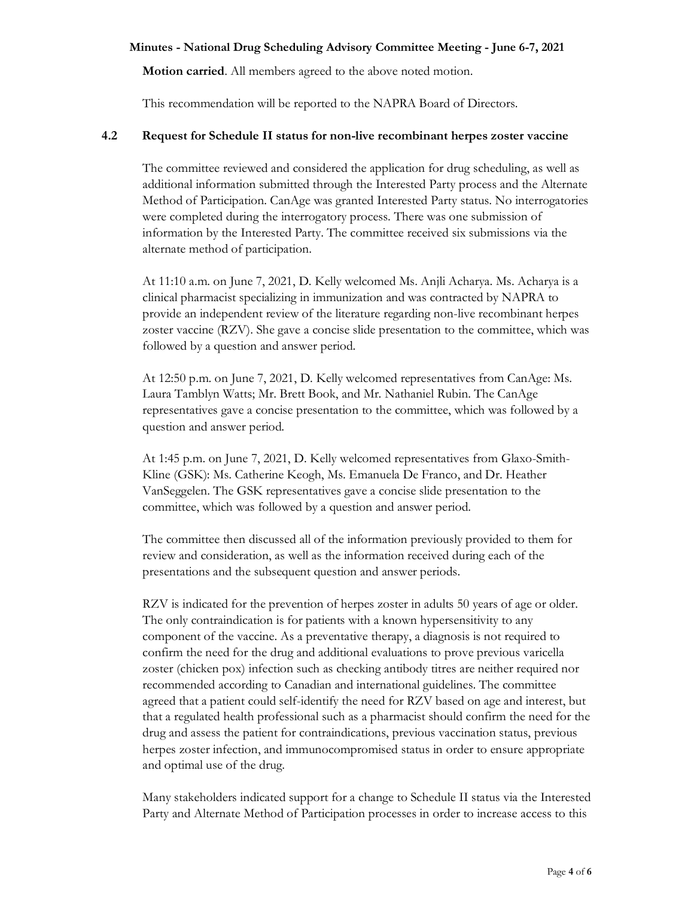**Motion carried**. All members agreed to the above noted motion.

This recommendation will be reported to the NAPRA Board of Directors.

### 4.2 Request for Schedule II status for non-live recombinant herpes zoster vaccine

The committee reviewed and considered the application for drug scheduling, as well as additional information submitted through the Interested Party process and the Alternate Method of Participation. CanAge was granted Interested Party status. No interrogatories were completed during the interrogatory process. There was one submission of information by the Interested Party. The committee received six submissions via the alternate method of participation.

At 11:10 a.m. on June 7, 2021, D. Kelly welcomed Ms. Anjli Acharya. Ms. Acharya is a clinical pharmacist specializing in immunization and was contracted by NAPRA to provide an independent review of the literature regarding non-live recombinant herpes zoster vaccine (RZV). She gave a concise slide presentation to the committee, which was followed by a question and answer period.

At 12:50 p.m. on June 7, 2021, D. Kelly welcomed representatives from CanAge: Ms. Laura Tamblyn Watts; Mr. Brett Book, and Mr. Nathaniel Rubin. The CanAge representatives gave a concise presentation to the committee, which was followed by a question and answer period.

At 1:45 p.m. on June 7, 2021, D. Kelly welcomed representatives from Glaxo-Smith-Kline (GSK): Ms. Catherine Keogh, Ms. Emanuela De Franco, and Dr. Heather VanSeggelen. The GSK representatives gave a concise slide presentation to the committee, which was followed by a question and answer period.

The committee then discussed all of the information previously provided to them for review and consideration, as well as the information received during each of the presentations and the subsequent question and answer periods.

RZV is indicated for the prevention of herpes zoster in adults 50 years of age or older. The only contraindication is for patients with a known hypersensitivity to any component of the vaccine. As a preventative therapy, a diagnosis is not required to confirm the need for the drug and additional evaluations to prove previous varicella zoster (chicken pox) infection such as checking antibody titres are neither required nor recommended according to Canadian and international guidelines. The committee agreed that a patient could self-identify the need for RZV based on age and interest, but that a regulated health professional such as a pharmacist should confirm the need for the drug and assess the patient for contraindications, previous vaccination status, previous herpes zoster infection, and immunocompromised status in order to ensure appropriate and optimal use of the drug.

Many stakeholders indicated support for a change to Schedule II status via the Interested Party and Alternate Method of Participation processes in order to increase access to this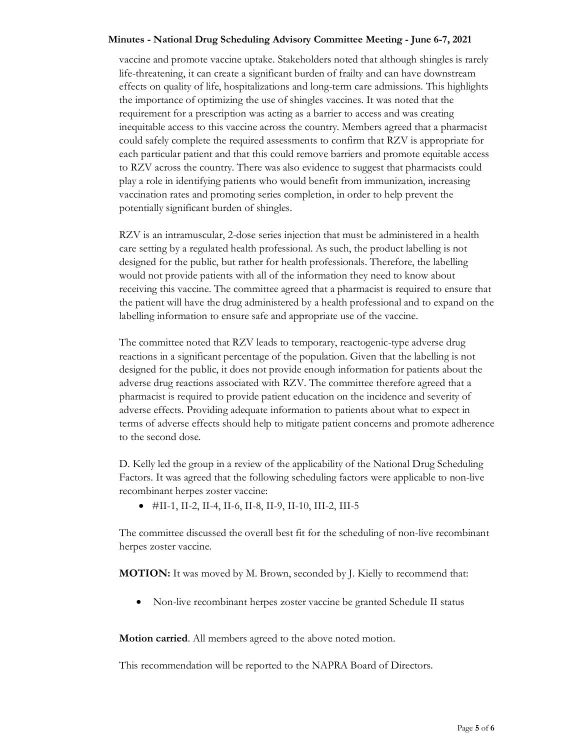vaccine and promote vaccine uptake. Stakeholders noted that although shingles is rarely life-threatening, it can create a significant burden of frailty and can have downstream effects on quality of life, hospitalizations and long-term care admissions. This highlights the importance of optimizing the use of shingles vaccines. It was noted that the requirement for a prescription was acting as a barrier to access and was creating inequitable access to this vaccine across the country. Members agreed that a pharmacist could safely complete the required assessments to confirm that RZV is appropriate for each particular patient and that this could remove barriers and promote equitable access to RZV across the country. There was also evidence to suggest that pharmacists could play a role in identifying patients who would benefit from immunization, increasing vaccination rates and promoting series completion, in order to help prevent the potentially significant burden of shingles.

RZV is an intramuscular, 2-dose series injection that must be administered in a health care setting by a regulated health professional. As such, the product labelling is not designed for the public, but rather for health professionals. Therefore, the labelling would not provide patients with all of the information they need to know about receiving this vaccine. The committee agreed that a pharmacist is required to ensure that the patient will have the drug administered by a health professional and to expand on the labelling information to ensure safe and appropriate use of the vaccine.

The committee noted that RZV leads to temporary, reactogenic-type adverse drug reactions in a significant percentage of the population. Given that the labelling is not designed for the public, it does not provide enough information for patients about the adverse drug reactions associated with RZV. The committee therefore agreed that a pharmacist is required to provide patient education on the incidence and severity of adverse effects. Providing adequate information to patients about what to expect in terms of adverse effects should help to mitigate patient concerns and promote adherence to the second dose.

D. Kelly led the group in a review of the applicability of the National Drug Scheduling Factors. It was agreed that the following scheduling factors were applicable to non-live recombinant herpes zoster vaccine:

- #II-1, II-2, II-4, II-6, II-8, II-9, II-10, III-2, III-5

The committee discussed the overall best fit for the scheduling of non-live recombinant herpes zoster vaccine.

**MOTION:** It was moved by M. Brown, seconded by J. Kielly to recommend that:

- Non-live recombinant herpes zoster vaccine be granted Schedule II status

**Motion carried**. All members agreed to the above noted motion.

This recommendation will be reported to the NAPRA Board of Directors.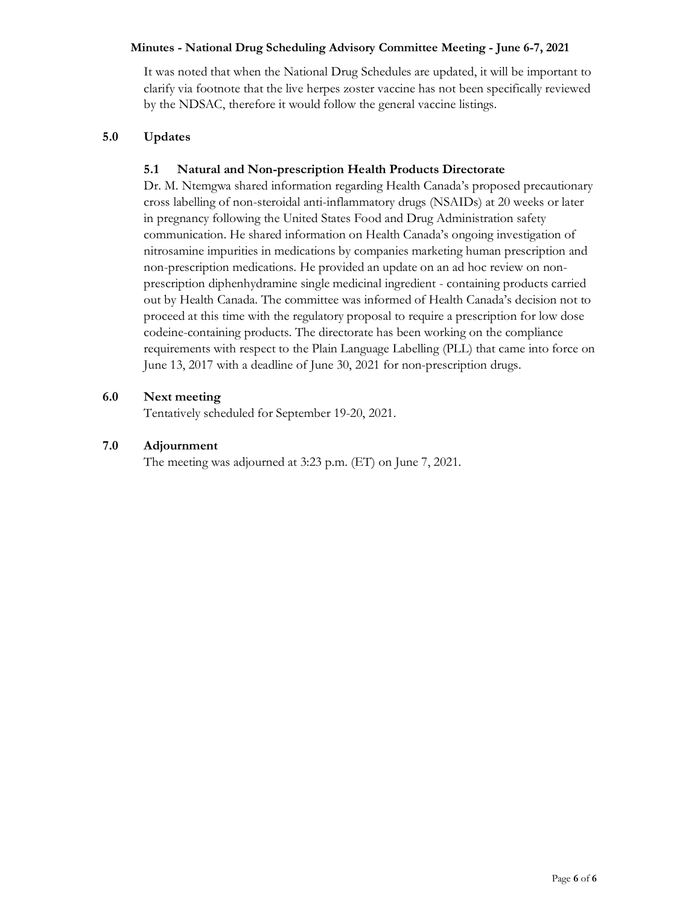It was noted that when the National Drug Schedules are updated, it will be important to clarify via footnote that the live herpes zoster vaccine has not been specifically reviewed by the NDSAC, therefore it would follow the general vaccine listings.

## 5.0 Updates

### 5.1 Natural and Non-prescription Health Products Directorate

Dr. M. Ntemgwa shared information regarding Health Canada's proposed precautionary cross labelling of non-steroidal anti-inflammatory drugs (NSAIDs) at 20 weeks or later in pregnancy following the United States Food and Drug Administration safety communication. He shared information on Health Canada's ongoing investigation of nitrosamine impurities in medications by companies marketing human prescription and non-prescription medications. He provided an update on an ad hoc review on non-prescription diphenhydramine single medicinal ingredient - containing products carried out by Health Canada. The committee was informed of Health Canada's decision not to proceed at this time with the regulatory proposal to require a prescription for low dose codeine-containing products. The directorate has been working on the compliance requirements with respect to the Plain Language Labelling (PLL) that came into force on June 13, 2017 with a deadline of June 30, 2021 for non-prescription drugs.

## 6.0 Next meeting

Tentatively scheduled for September 19-20, 2021.

## 7.0 Adjournment

The meeting was adjourned at 3:23 p.m. (ET) on June 7, 2021.